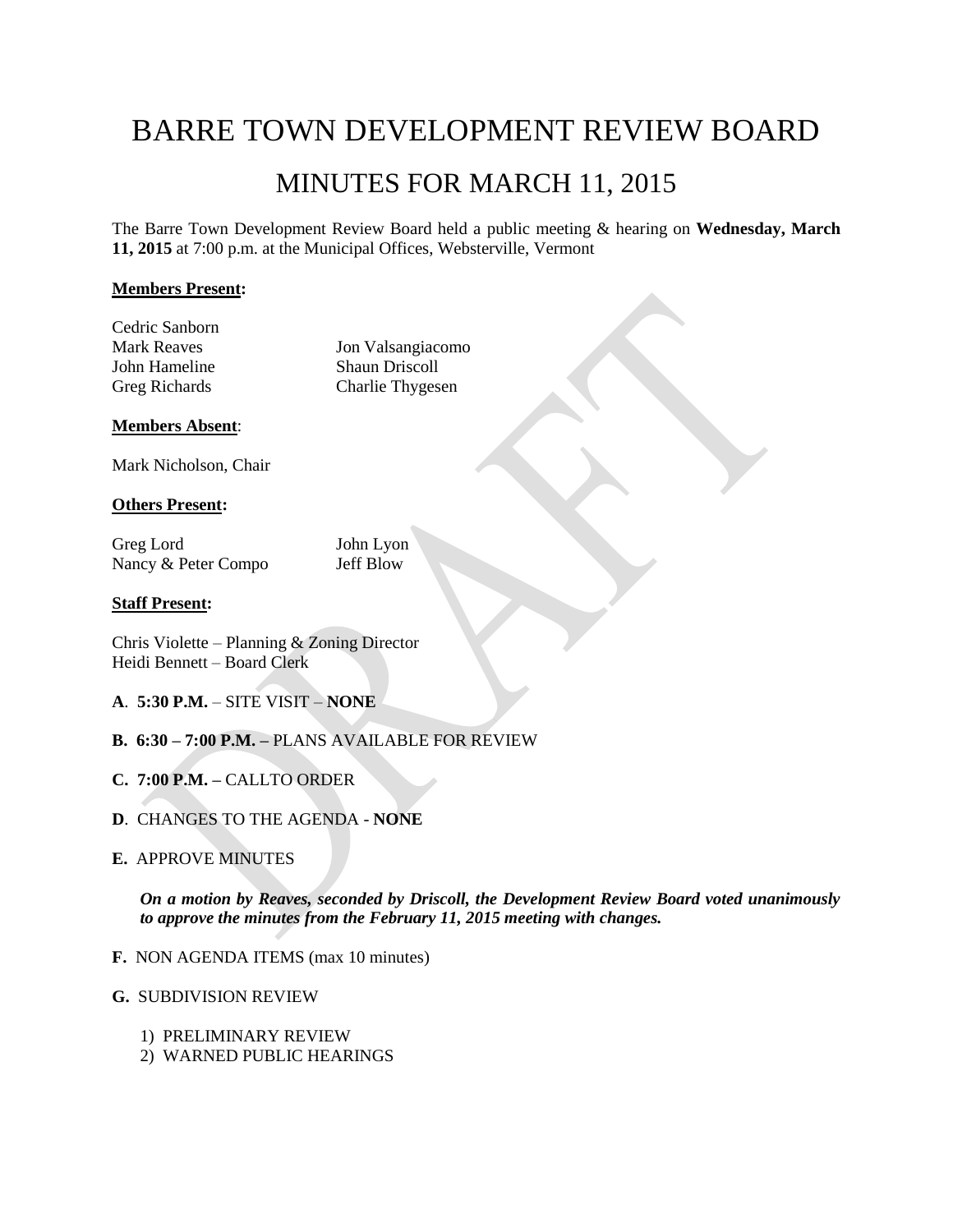# BARRE TOWN DEVELOPMENT REVIEW BOARD

## MINUTES FOR MARCH 11, 2015

The Barre Town Development Review Board held a public meeting & hearing on **Wednesday, March 11, 2015** at 7:00 p.m. at the Municipal Offices, Websterville, Vermont

**Members Present:**

Cedric Sanborn
Mark Reaves
John Hameline
Greg Richards
Jon Valsangiacomo
Shaun Driscoll
Charlie Thygesen

**Members Absent**:

Mark Nicholson, Chair

**Others Present:**

Greg Lord
Nancy & Peter Compo
John Lyon
Jeff Blow

**Staff Present:**

Chris Violette – Planning & Zoning Director
Heidi Bennett – Board Clerk

**A**. **5:30 P.M.** – SITE VISIT – **NONE**

**B. 6:30 – 7:00 P.M. –** PLANS AVAILABLE FOR REVIEW

**C. 7:00 P.M. –** CALLTO ORDER

**D**. CHANGES TO THE AGENDA - **NONE**

**E.** APPROVE MINUTES

***On a motion by Reaves, seconded by Driscoll, the Development Review Board voted unanimously to approve the minutes from the February 11, 2015 meeting with changes.***

**F.** NON AGENDA ITEMS (max 10 minutes)

**G.** SUBDIVISION REVIEW

1) PRELIMINARY REVIEW
2) WARNED PUBLIC HEARINGS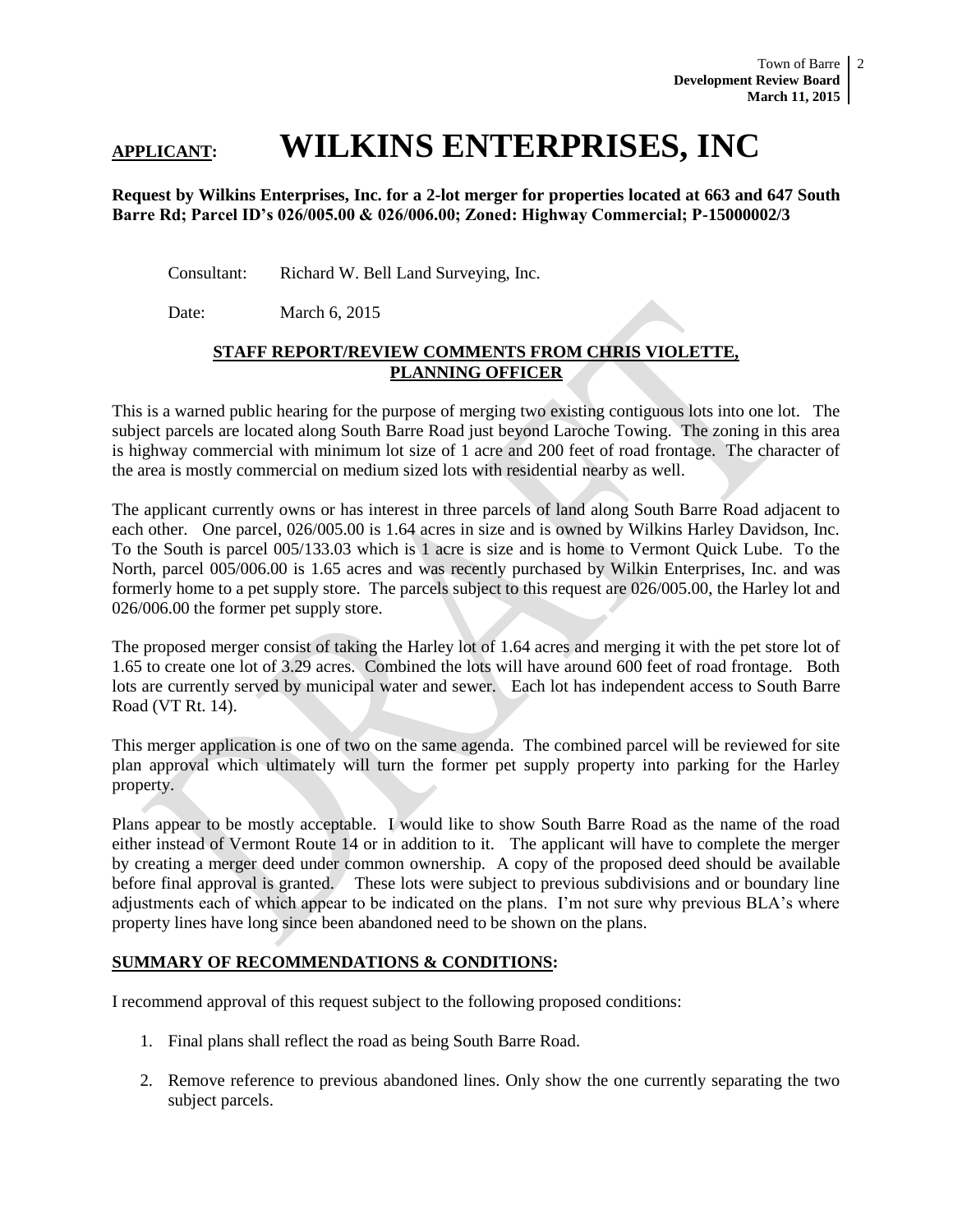## APPLICANT: WILKINS ENTERPRISES, INC

**Request by Wilkins Enterprises, Inc. for a 2-lot merger for properties located at 663 and 647 South Barre Rd; Parcel ID's 026/005.00 & 026/006.00; Zoned: Highway Commercial; P-15000002/3**

Consultant: Richard W. Bell Land Surveying, Inc.

Date: March 6, 2015

### STAFF REPORT/REVIEW COMMENTS FROM CHRIS VIOLETTE, PLANNING OFFICER

This is a warned public hearing for the purpose of merging two existing contiguous lots into one lot. The subject parcels are located along South Barre Road just beyond Laroche Towing. The zoning in this area is highway commercial with minimum lot size of 1 acre and 200 feet of road frontage. The character of the area is mostly commercial on medium sized lots with residential nearby as well.

The applicant currently owns or has interest in three parcels of land along South Barre Road adjacent to each other. One parcel, 026/005.00 is 1.64 acres in size and is owned by Wilkins Harley Davidson, Inc. To the South is parcel 005/133.03 which is 1 acre is size and is home to Vermont Quick Lube. To the North, parcel 005/006.00 is 1.65 acres and was recently purchased by Wilkin Enterprises, Inc. and was formerly home to a pet supply store. The parcels subject to this request are 026/005.00, the Harley lot and 026/006.00 the former pet supply store.

The proposed merger consist of taking the Harley lot of 1.64 acres and merging it with the pet store lot of 1.65 to create one lot of 3.29 acres. Combined the lots will have around 600 feet of road frontage. Both lots are currently served by municipal water and sewer. Each lot has independent access to South Barre Road (VT Rt. 14).

This merger application is one of two on the same agenda. The combined parcel will be reviewed for site plan approval which ultimately will turn the former pet supply property into parking for the Harley property.

Plans appear to be mostly acceptable. I would like to show South Barre Road as the name of the road either instead of Vermont Route 14 or in addition to it. The applicant will have to complete the merger by creating a merger deed under common ownership. A copy of the proposed deed should be available before final approval is granted. These lots were subject to previous subdivisions and or boundary line adjustments each of which appear to be indicated on the plans. I'm not sure why previous BLA's where property lines have long since been abandoned need to be shown on the plans.

### SUMMARY OF RECOMMENDATIONS & CONDITIONS:

I recommend approval of this request subject to the following proposed conditions:

1. Final plans shall reflect the road as being South Barre Road.
2. Remove reference to previous abandoned lines. Only show the one currently separating the two subject parcels.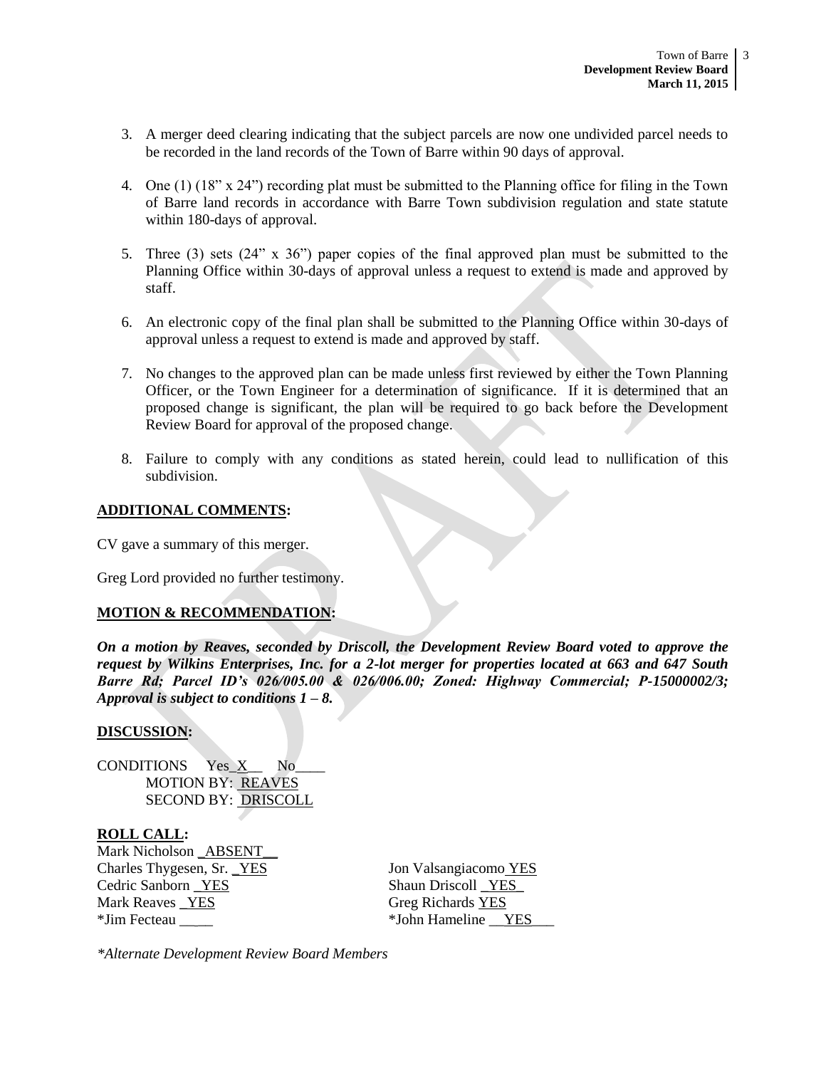3. A merger deed clearing indicating that the subject parcels are now one undivided parcel needs to be recorded in the land records of the Town of Barre within 90 days of approval.

4. One (1) (18" x 24") recording plat must be submitted to the Planning office for filing in the Town of Barre land records in accordance with Barre Town subdivision regulation and state statute within 180-days of approval.

5. Three (3) sets (24" x 36") paper copies of the final approved plan must be submitted to the Planning Office within 30-days of approval unless a request to extend is made and approved by staff.

6. An electronic copy of the final plan shall be submitted to the Planning Office within 30-days of approval unless a request to extend is made and approved by staff.

7. No changes to the approved plan can be made unless first reviewed by either the Town Planning Officer, or the Town Engineer for a determination of significance. If it is determined that an proposed change is significant, the plan will be required to go back before the Development Review Board for approval of the proposed change.

8. Failure to comply with any conditions as stated herein, could lead to nullification of this subdivision.

**ADDITIONAL COMMENTS:**

CV gave a summary of this merger.

Greg Lord provided no further testimony.

**MOTION & RECOMMENDATION:**

***On a motion by Reaves, seconded by Driscoll, the Development Review Board voted to approve the request by Wilkins Enterprises, Inc. for a 2-lot merger for properties located at 663 and 647 South Barre Rd; Parcel ID's 026/005.00 & 026/006.00; Zoned: Highway Commercial; P-15000002/3; Approval is subject to conditions 1 – 8.***

**DISCUSSION:**

CONDITIONS Yes_X__ No____
MOTION BY: REAVES
SECOND BY: DRISCOLL

**ROLL CALL:**

Mark Nicholson _ABSENT__
Charles Thygesen, Sr. _YES
Cedric Sanborn _YES
Mark Reaves _YES
*Jim Fecteau ____
Jon Valsangiacomo YES
Shaun Driscoll _YES_
Greg Richards YES
*John Hameline __YES___

*Alternate Development Review Board Members*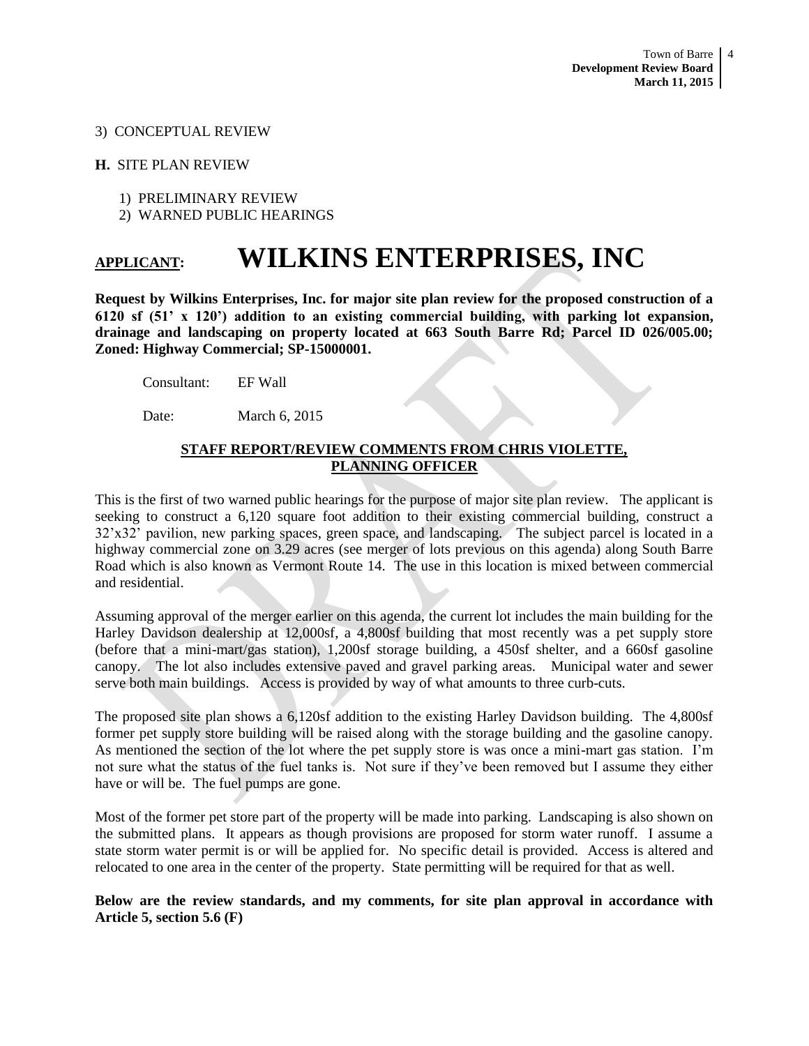3) CONCEPTUAL REVIEW

**H.** SITE PLAN REVIEW

1) PRELIMINARY REVIEW
2) WARNED PUBLIC HEARINGS

# APPLICANT: WILKINS ENTERPRISES, INC

**Request by Wilkins Enterprises, Inc. for major site plan review for the proposed construction of a 6120 sf (51' x 120') addition to an existing commercial building, with parking lot expansion, drainage and landscaping on property located at 663 South Barre Rd; Parcel ID 026/005.00; Zoned: Highway Commercial; SP-15000001.**

Consultant: EF Wall

Date: March 6, 2015

## STAFF REPORT/REVIEW COMMENTS FROM CHRIS VIOLETTE, PLANNING OFFICER

This is the first of two warned public hearings for the purpose of major site plan review. The applicant is seeking to construct a 6,120 square foot addition to their existing commercial building, construct a 32'x32' pavilion, new parking spaces, green space, and landscaping. The subject parcel is located in a highway commercial zone on 3.29 acres (see merger of lots previous on this agenda) along South Barre Road which is also known as Vermont Route 14. The use in this location is mixed between commercial and residential.

Assuming approval of the merger earlier on this agenda, the current lot includes the main building for the Harley Davidson dealership at 12,000sf, a 4,800sf building that most recently was a pet supply store (before that a mini-mart/gas station), 1,200sf storage building, a 450sf shelter, and a 660sf gasoline canopy. The lot also includes extensive paved and gravel parking areas. Municipal water and sewer serve both main buildings. Access is provided by way of what amounts to three curb-cuts.

The proposed site plan shows a 6,120sf addition to the existing Harley Davidson building. The 4,800sf former pet supply store building will be raised along with the storage building and the gasoline canopy. As mentioned the section of the lot where the pet supply store is was once a mini-mart gas station. I'm not sure what the status of the fuel tanks is. Not sure if they've been removed but I assume they either have or will be. The fuel pumps are gone.

Most of the former pet store part of the property will be made into parking. Landscaping is also shown on the submitted plans. It appears as though provisions are proposed for storm water runoff. I assume a state storm water permit is or will be applied for. No specific detail is provided. Access is altered and relocated to one area in the center of the property. State permitting will be required for that as well.

**Below are the review standards, and my comments, for site plan approval in accordance with Article 5, section 5.6 (F)**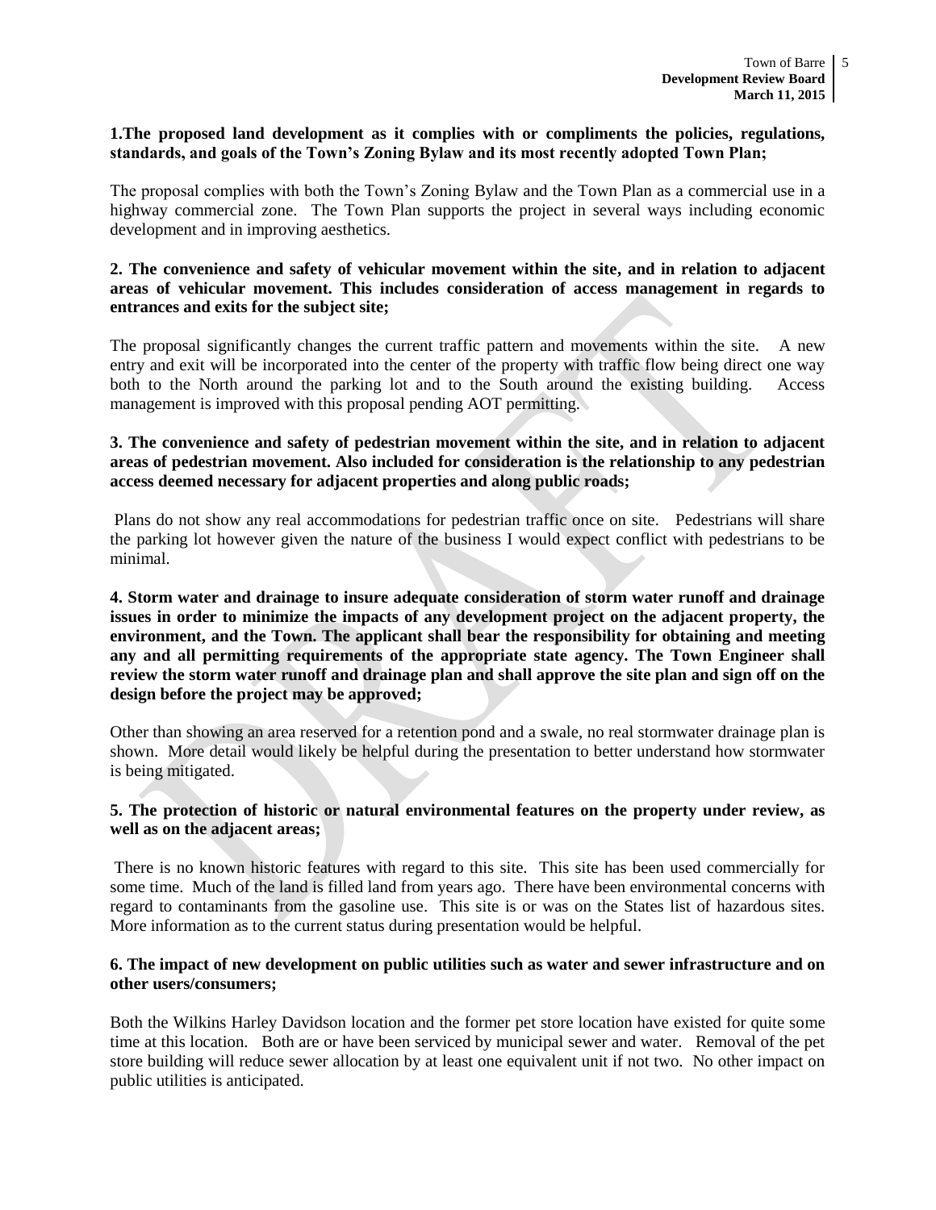**1.The proposed land development as it complies with or compliments the policies, regulations, standards, and goals of the Town's Zoning Bylaw and its most recently adopted Town Plan;**

The proposal complies with both the Town's Zoning Bylaw and the Town Plan as a commercial use in a highway commercial zone. The Town Plan supports the project in several ways including economic development and in improving aesthetics.

**2. The convenience and safety of vehicular movement within the site, and in relation to adjacent areas of vehicular movement. This includes consideration of access management in regards to entrances and exits for the subject site;**

The proposal significantly changes the current traffic pattern and movements within the site. A new entry and exit will be incorporated into the center of the property with traffic flow being direct one way both to the North around the parking lot and to the South around the existing building. Access management is improved with this proposal pending AOT permitting.

**3. The convenience and safety of pedestrian movement within the site, and in relation to adjacent areas of pedestrian movement. Also included for consideration is the relationship to any pedestrian access deemed necessary for adjacent properties and along public roads;**

Plans do not show any real accommodations for pedestrian traffic once on site. Pedestrians will share the parking lot however given the nature of the business I would expect conflict with pedestrians to be minimal.

**4. Storm water and drainage to insure adequate consideration of storm water runoff and drainage issues in order to minimize the impacts of any development project on the adjacent property, the environment, and the Town. The applicant shall bear the responsibility for obtaining and meeting any and all permitting requirements of the appropriate state agency. The Town Engineer shall review the storm water runoff and drainage plan and shall approve the site plan and sign off on the design before the project may be approved;**

Other than showing an area reserved for a retention pond and a swale, no real stormwater drainage plan is shown. More detail would likely be helpful during the presentation to better understand how stormwater is being mitigated.

**5. The protection of historic or natural environmental features on the property under review, as well as on the adjacent areas;**

There is no known historic features with regard to this site. This site has been used commercially for some time. Much of the land is filled land from years ago. There have been environmental concerns with regard to contaminants from the gasoline use. This site is or was on the States list of hazardous sites. More information as to the current status during presentation would be helpful.

**6. The impact of new development on public utilities such as water and sewer infrastructure and on other users/consumers;**

Both the Wilkins Harley Davidson location and the former pet store location have existed for quite some time at this location. Both are or have been serviced by municipal sewer and water. Removal of the pet store building will reduce sewer allocation by at least one equivalent unit if not two. No other impact on public utilities is anticipated.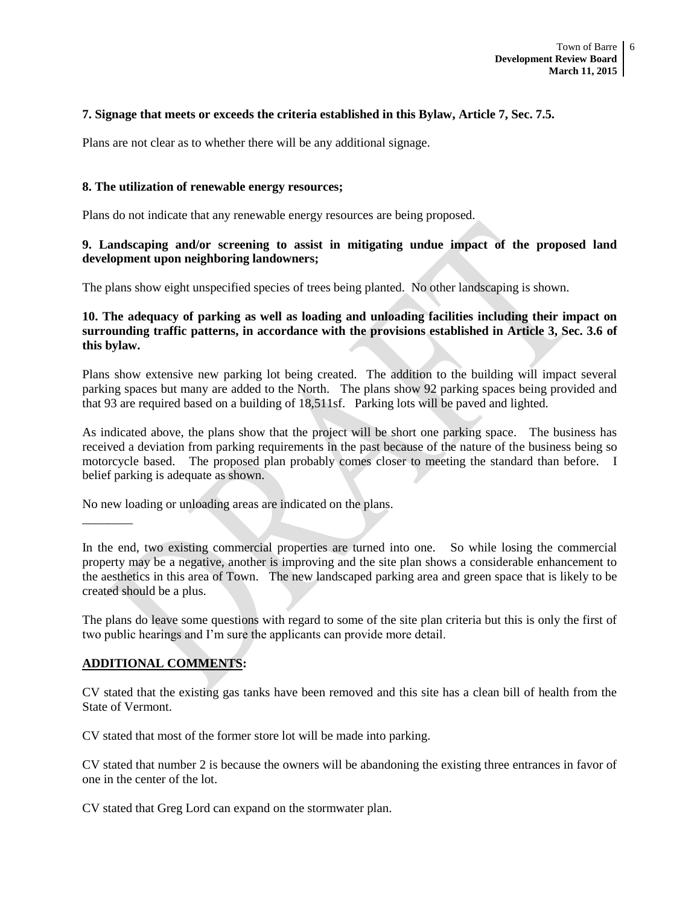**7. Signage that meets or exceeds the criteria established in this Bylaw, Article 7, Sec. 7.5.**

Plans are not clear as to whether there will be any additional signage.

**8. The utilization of renewable energy resources;**

Plans do not indicate that any renewable energy resources are being proposed.

**9. Landscaping and/or screening to assist in mitigating undue impact of the proposed land development upon neighboring landowners;**

The plans show eight unspecified species of trees being planted. No other landscaping is shown.

**10. The adequacy of parking as well as loading and unloading facilities including their impact on surrounding traffic patterns, in accordance with the provisions established in Article 3, Sec. 3.6 of this bylaw.**

Plans show extensive new parking lot being created. The addition to the building will impact several parking spaces but many are added to the North. The plans show 92 parking spaces being provided and that 93 are required based on a building of 18,511sf. Parking lots will be paved and lighted.

As indicated above, the plans show that the project will be short one parking space. The business has received a deviation from parking requirements in the past because of the nature of the business being so motorcycle based. The proposed plan probably comes closer to meeting the standard than before. I belief parking is adequate as shown.

No new loading or unloading areas are indicated on the plans.

________

In the end, two existing commercial properties are turned into one. So while losing the commercial property may be a negative, another is improving and the site plan shows a considerable enhancement to the aesthetics in this area of Town. The new landscaped parking area and green space that is likely to be created should be a plus.

The plans do leave some questions with regard to some of the site plan criteria but this is only the first of two public hearings and I'm sure the applicants can provide more detail.

**ADDITIONAL COMMENTS:**

CV stated that the existing gas tanks have been removed and this site has a clean bill of health from the State of Vermont.

CV stated that most of the former store lot will be made into parking.

CV stated that number 2 is because the owners will be abandoning the existing three entrances in favor of one in the center of the lot.

CV stated that Greg Lord can expand on the stormwater plan.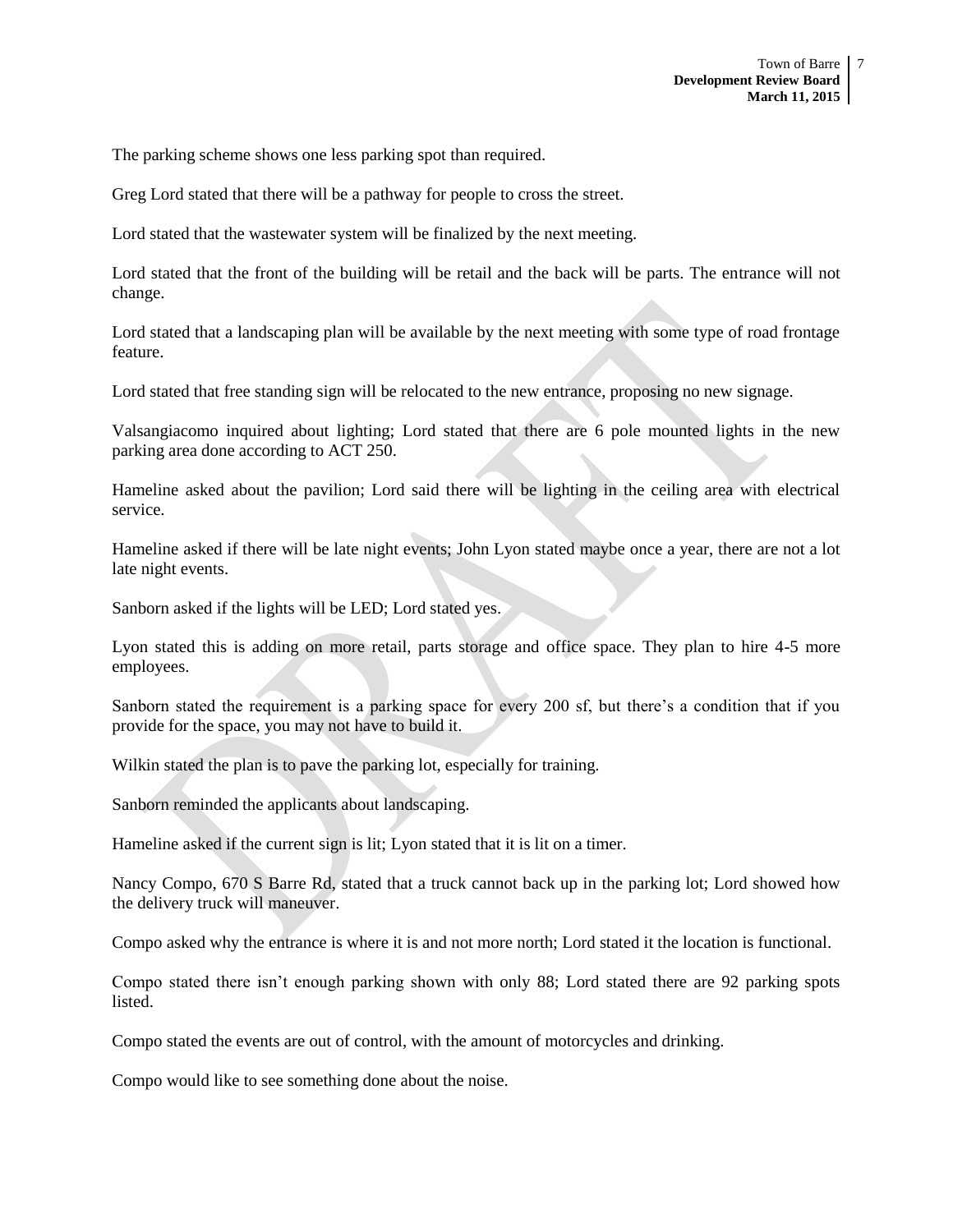The parking scheme shows one less parking spot than required.

Greg Lord stated that there will be a pathway for people to cross the street.

Lord stated that the wastewater system will be finalized by the next meeting.

Lord stated that the front of the building will be retail and the back will be parts. The entrance will not change.

Lord stated that a landscaping plan will be available by the next meeting with some type of road frontage feature.

Lord stated that free standing sign will be relocated to the new entrance, proposing no new signage.

Valsangiacomo inquired about lighting; Lord stated that there are 6 pole mounted lights in the new parking area done according to ACT 250.

Hameline asked about the pavilion; Lord said there will be lighting in the ceiling area with electrical service.

Hameline asked if there will be late night events; John Lyon stated maybe once a year, there are not a lot late night events.

Sanborn asked if the lights will be LED; Lord stated yes.

Lyon stated this is adding on more retail, parts storage and office space. They plan to hire 4-5 more employees.

Sanborn stated the requirement is a parking space for every 200 sf, but there's a condition that if you provide for the space, you may not have to build it.

Wilkin stated the plan is to pave the parking lot, especially for training.

Sanborn reminded the applicants about landscaping.

Hameline asked if the current sign is lit; Lyon stated that it is lit on a timer.

Nancy Compo, 670 S Barre Rd, stated that a truck cannot back up in the parking lot; Lord showed how the delivery truck will maneuver.

Compo asked why the entrance is where it is and not more north; Lord stated it the location is functional.

Compo stated there isn't enough parking shown with only 88; Lord stated there are 92 parking spots listed.

Compo stated the events are out of control, with the amount of motorcycles and drinking.

Compo would like to see something done about the noise.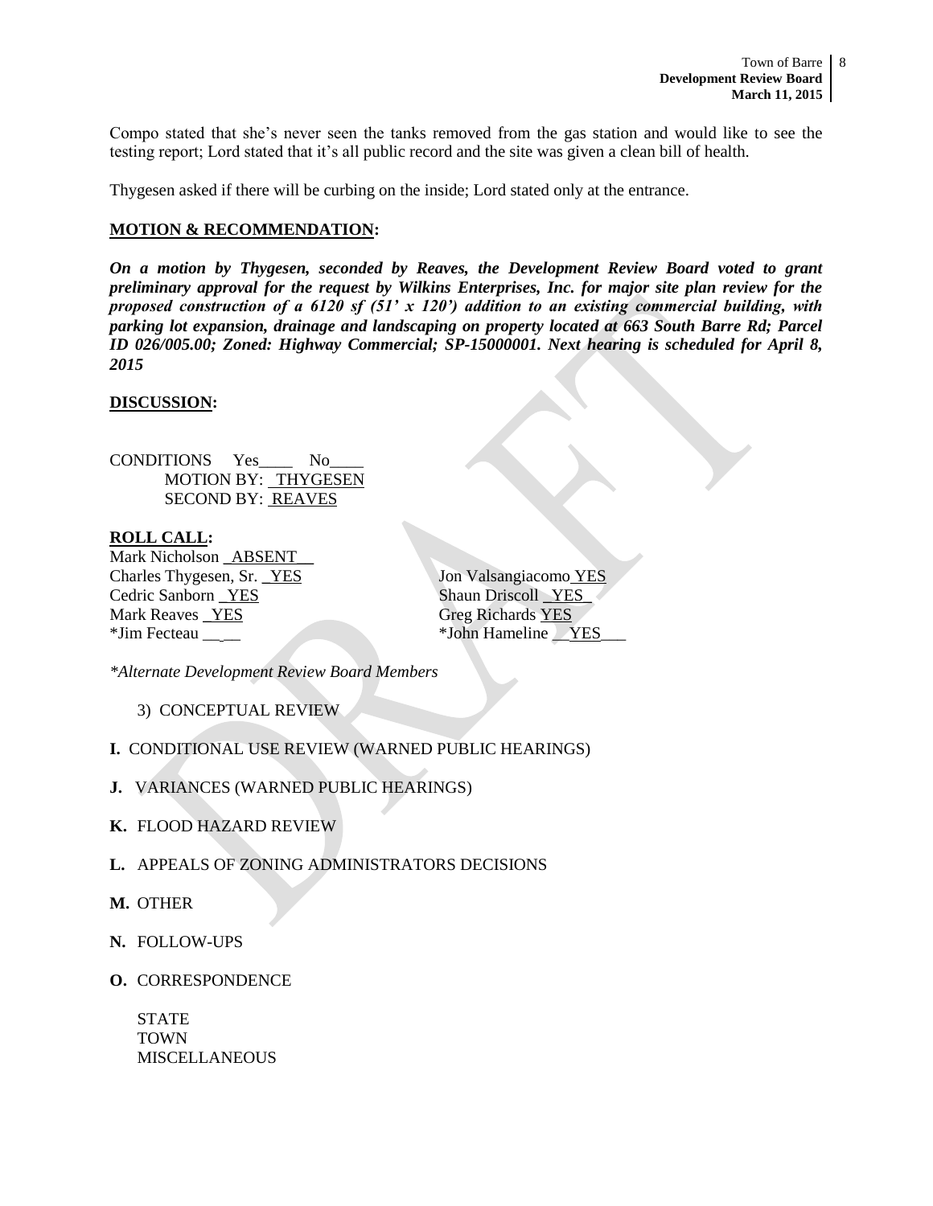Compo stated that she's never seen the tanks removed from the gas station and would like to see the testing report; Lord stated that it's all public record and the site was given a clean bill of health.

Thygesen asked if there will be curbing on the inside; Lord stated only at the entrance.

**MOTION & RECOMMENDATION:**

***On a motion by Thygesen, seconded by Reaves, the Development Review Board voted to grant preliminary approval for the request by Wilkins Enterprises, Inc. for major site plan review for the proposed construction of a 6120 sf (51' x 120') addition to an existing commercial building, with parking lot expansion, drainage and landscaping on property located at 663 South Barre Rd; Parcel ID 026/005.00; Zoned: Highway Commercial; SP-15000001. Next hearing is scheduled for April 8, 2015***

**DISCUSSION:**

CONDITIONS Yes____ No____
MOTION BY: THYGESEN
SECOND BY: REAVES

**ROLL CALL:**

Mark Nicholson ABSENT
Charles Thygesen, Sr. YES
Cedric Sanborn YES
Mark Reaves YES
*Jim Fecteau ____
Jon Valsangiacomo YES
Shaun Driscoll YES
Greg Richards YES
*John Hameline YES

*Alternate Development Review Board Members*

3) CONCEPTUAL REVIEW

**I.** CONDITIONAL USE REVIEW (WARNED PUBLIC HEARINGS)

**J.** VARIANCES (WARNED PUBLIC HEARINGS)

**K.** FLOOD HAZARD REVIEW

**L.** APPEALS OF ZONING ADMINISTRATORS DECISIONS

**M.** OTHER

**N.** FOLLOW-UPS

**O.** CORRESPONDENCE

STATE
TOWN
MISCELLANEOUS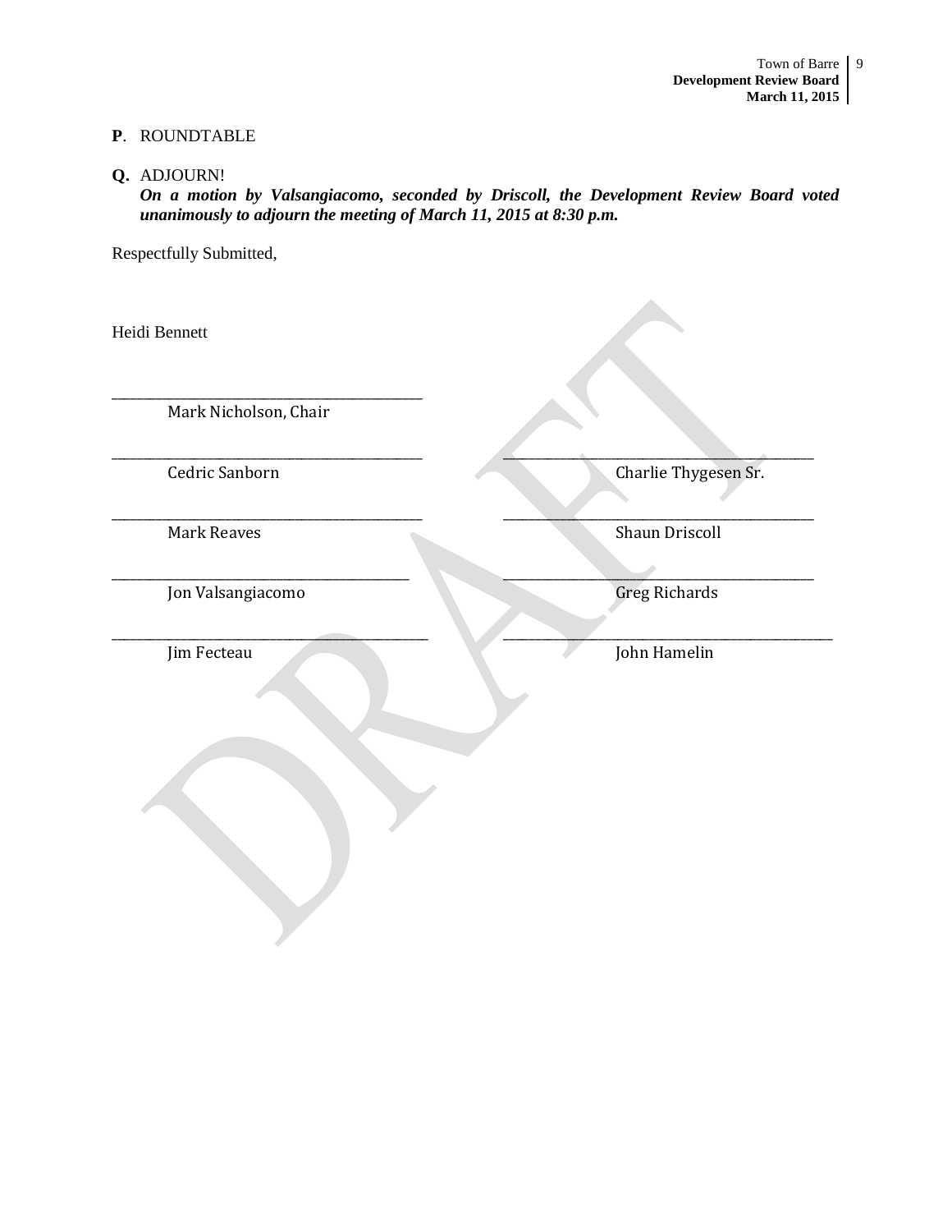**P**. ROUNDTABLE

**Q.** ADJOURN!

***On a motion by Valsangiacomo, seconded by Driscoll, the Development Review Board voted unanimously to adjourn the meeting of March 11, 2015 at 8:30 p.m.***

Respectfully Submitted,

Heidi Bennett

\_\_\_\_\_\_\_\_\_\_\_\_\_\_\_\_\_\_\_\_\_\_\_\_\_\_\_\_\_\_\_\_\_\_\_\_\_\_\_\_\_\_
Mark Nicholson, Chair

\_\_\_\_\_\_\_\_\_\_\_\_\_\_\_\_\_\_\_\_\_\_\_\_\_\_\_\_\_\_\_\_\_\_\_\_\_\_\_\_\_\_
Cedric Sanborn

\_\_\_\_\_\_\_\_\_\_\_\_\_\_\_\_\_\_\_\_\_\_\_\_\_\_\_\_\_\_\_\_\_\_\_\_\_\_\_\_\_\_
Charlie Thygesen Sr.

\_\_\_\_\_\_\_\_\_\_\_\_\_\_\_\_\_\_\_\_\_\_\_\_\_\_\_\_\_\_\_\_\_\_\_\_\_\_\_\_\_\_
Mark Reaves

\_\_\_\_\_\_\_\_\_\_\_\_\_\_\_\_\_\_\_\_\_\_\_\_\_\_\_\_\_\_\_\_\_\_\_\_\_\_\_\_\_\_
Shaun Driscoll

\_\_\_\_\_\_\_\_\_\_\_\_\_\_\_\_\_\_\_\_\_\_\_\_\_\_\_\_\_\_\_\_\_\_\_\_\_\_\_\_\_\_
Jon Valsangiacomo

\_\_\_\_\_\_\_\_\_\_\_\_\_\_\_\_\_\_\_\_\_\_\_\_\_\_\_\_\_\_\_\_\_\_\_\_\_\_\_\_\_\_
Greg Richards

\_\_\_\_\_\_\_\_\_\_\_\_\_\_\_\_\_\_\_\_\_\_\_\_\_\_\_\_\_\_\_\_\_\_\_\_\_\_\_\_\_\_
Jim Fecteau

\_\_\_\_\_\_\_\_\_\_\_\_\_\_\_\_\_\_\_\_\_\_\_\_\_\_\_\_\_\_\_\_\_\_\_\_\_\_\_\_\_\_
John Hamelin

DRAFT